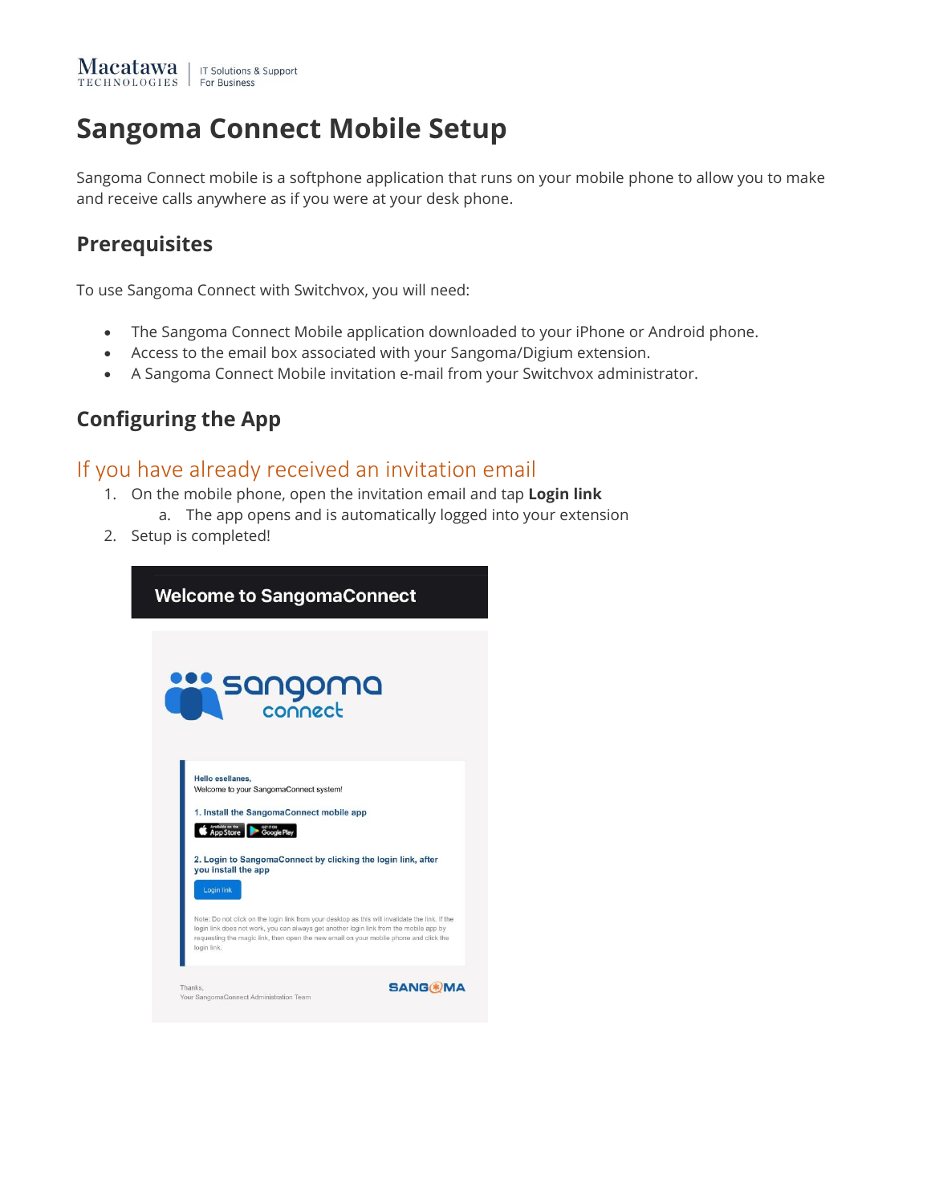# Sangoma Connect Mobile Setup

Sangoma Connect mobile is a softphone application that runs on your mobile phone to allow you to make and receive calls anywhere as if you were at your desk phone.

## Prerequisites

To use Sangoma Connect with Switchvox, you will need:

- The Sangoma Connect Mobile application downloaded to your iPhone or Android phone.
- Access to the email box associated with your Sangoma/Digium extension.
- A Sangoma Connect Mobile invitation e-mail from your Switchvox administrator.

## Configuring the App

### If you have already received an invitation email

1. On the mobile phone, open the invitation email and tap **Login link**
   a. The app opens and is automatically logged into your extension
2. Setup is completed!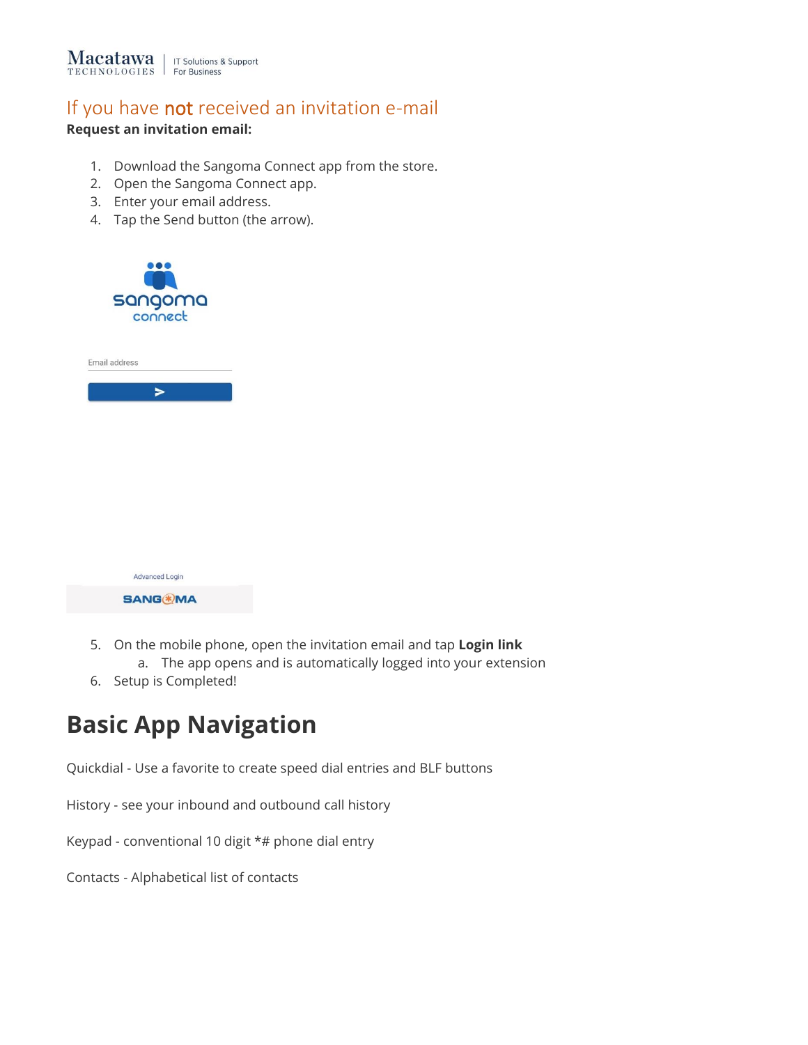## If you have **not** received an invitation e-mail

**Request an invitation email:**

1. Download the Sangoma Connect app from the store.
2. Open the Sangoma Connect app.
3. Enter your email address.
4. Tap the Send button (the arrow).

5. On the mobile phone, open the invitation email and tap **Login link**
    a. The app opens and is automatically logged into your extension
6. Setup is Completed!

# Basic App Navigation

Quickdial - Use a favorite to create speed dial entries and BLF buttons

History - see your inbound and outbound call history

Keypad - conventional 10 digit *# phone dial entry

Contacts - Alphabetical list of contacts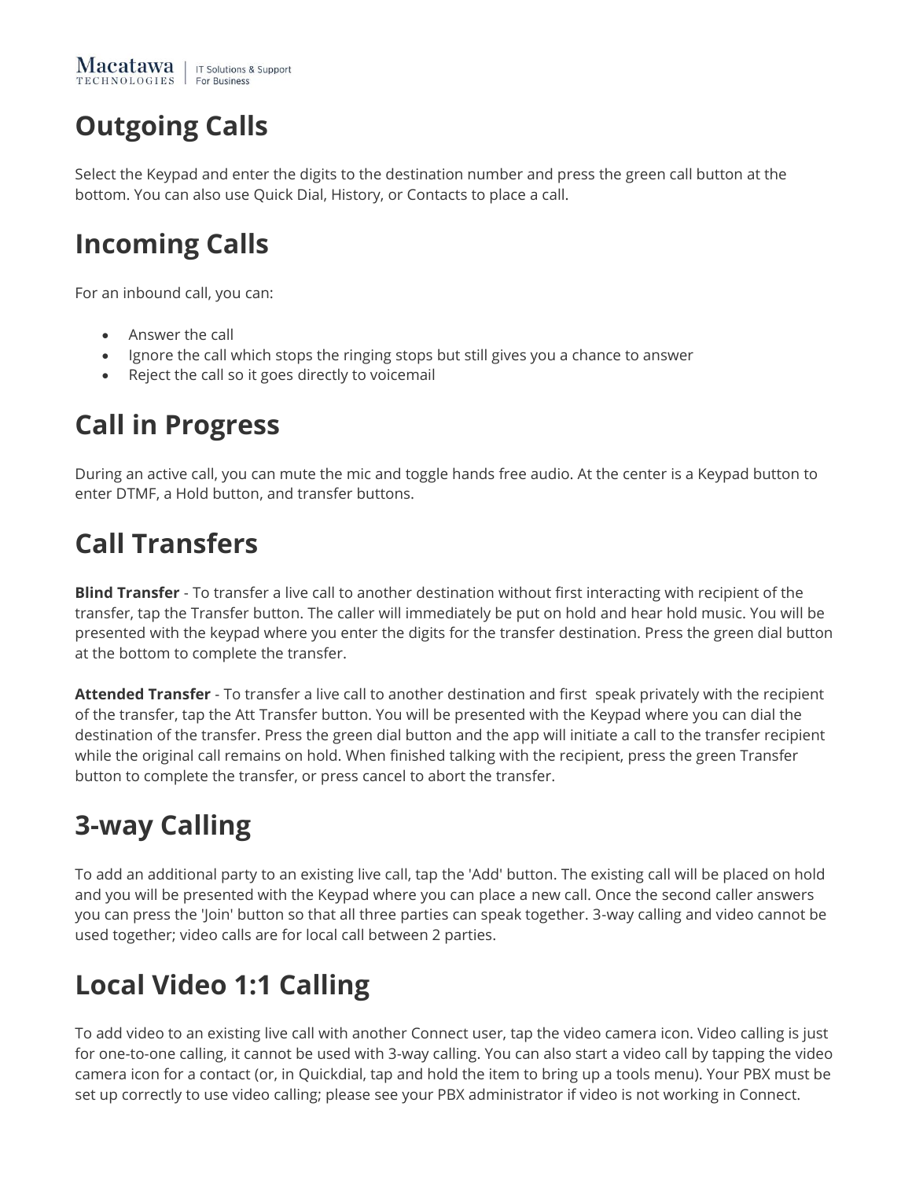# Outgoing Calls

Select the Keypad and enter the digits to the destination number and press the green call button at the bottom. You can also use Quick Dial, History, or Contacts to place a call.

# Incoming Calls

For an inbound call, you can:

- Answer the call
- Ignore the call which stops the ringing stops but still gives you a chance to answer
- Reject the call so it goes directly to voicemail

# Call in Progress

During an active call, you can mute the mic and toggle hands free audio. At the center is a Keypad button to enter DTMF, a Hold button, and transfer buttons.

# Call Transfers

**Blind Transfer** - To transfer a live call to another destination without first interacting with recipient of the transfer, tap the Transfer button. The caller will immediately be put on hold and hear hold music. You will be presented with the keypad where you enter the digits for the transfer destination. Press the green dial button at the bottom to complete the transfer.

**Attended Transfer** - To transfer a live call to another destination and first speak privately with the recipient of the transfer, tap the Att Transfer button. You will be presented with the Keypad where you can dial the destination of the transfer. Press the green dial button and the app will initiate a call to the transfer recipient while the original call remains on hold. When finished talking with the recipient, press the green Transfer button to complete the transfer, or press cancel to abort the transfer.

# 3-way Calling

To add an additional party to an existing live call, tap the 'Add' button. The existing call will be placed on hold and you will be presented with the Keypad where you can place a new call. Once the second caller answers you can press the 'Join' button so that all three parties can speak together. 3-way calling and video cannot be used together; video calls are for local call between 2 parties.

# Local Video 1:1 Calling

To add video to an existing live call with another Connect user, tap the video camera icon. Video calling is just for one-to-one calling, it cannot be used with 3-way calling. You can also start a video call by tapping the video camera icon for a contact (or, in Quickdial, tap and hold the item to bring up a tools menu). Your PBX must be set up correctly to use video calling; please see your PBX administrator if video is not working in Connect.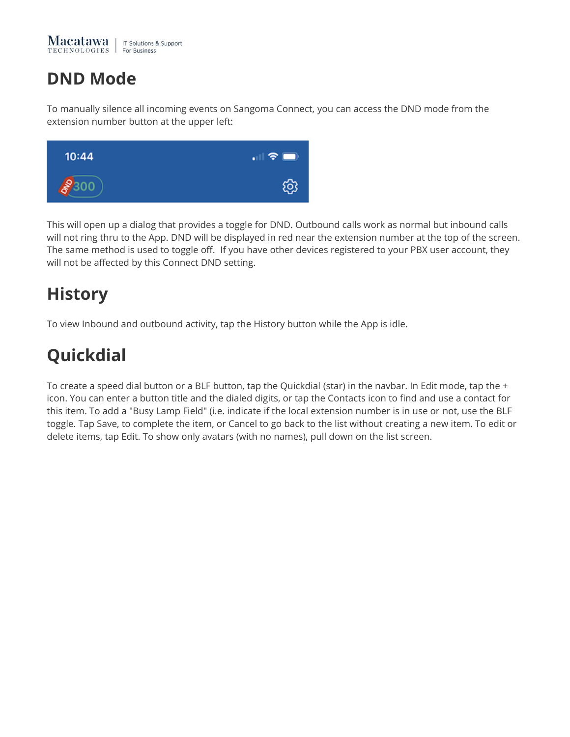## DND Mode

To manually silence all incoming events on Sangoma Connect, you can access the DND mode from the extension number button at the upper left:

This will open up a dialog that provides a toggle for DND. Outbound calls work as normal but inbound calls will not ring thru to the App. DND will be displayed in red near the extension number at the top of the screen. The same method is used to toggle off. If you have other devices registered to your PBX user account, they will not be affected by this Connect DND setting.

## History

To view Inbound and outbound activity, tap the History button while the App is idle.

## Quickdial

To create a speed dial button or a BLF button, tap the Quickdial (star) in the navbar. In Edit mode, tap the + icon. You can enter a button title and the dialed digits, or tap the Contacts icon to find and use a contact for this item. To add a "Busy Lamp Field" (i.e. indicate if the local extension number is in use or not, use the BLF toggle. Tap Save, to complete the item, or Cancel to go back to the list without creating a new item. To edit or delete items, tap Edit. To show only avatars (with no names), pull down on the list screen.